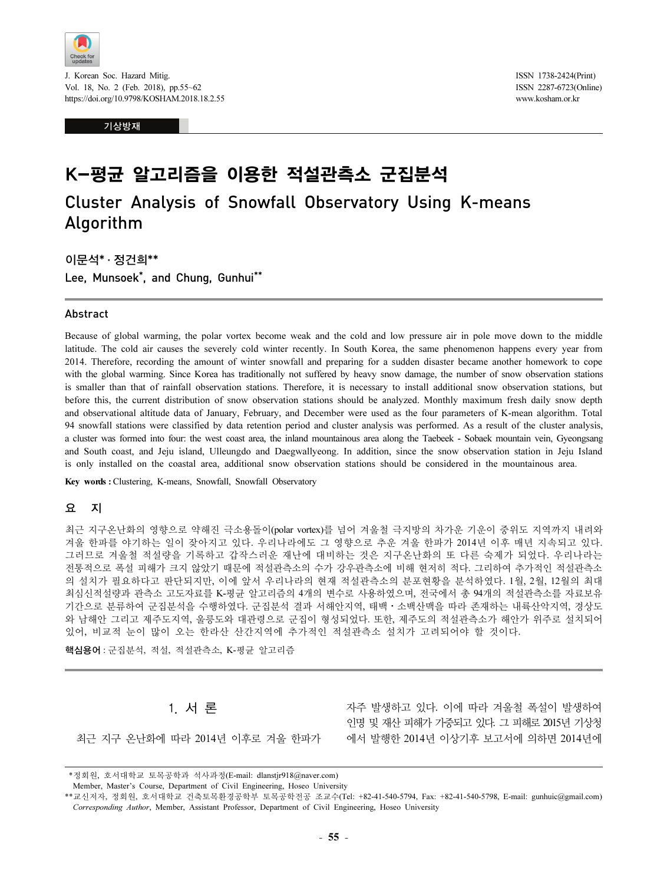기상방재

# K-평균 알고리즘을 이용한 적설관측소 군집분석

# Cluster Analysis of Snowfall Observatory Using K-means Algorithm

이문석* · 정건희**

Lee, Munsoek*, and Chung, Gunhui**

## Abstract

Because of global warming, the polar vortex become weak and the cold and low pressure air in pole move down to the middle latitude. The cold air causes the severely cold winter recently. In South Korea, the same phenomenon happens every year from 2014. Therefore, recording the amount of winter snowfall and preparing for a sudden disaster became another homework to cope with the global warming. Since Korea has traditionally not suffered by heavy snow damage, the number of snow observation stations is smaller than that of rainfall observation stations. Therefore, it is necessary to install additional snow observation stations, but before this, the current distribution of snow observation stations should be analyzed. Monthly maximum fresh daily snow depth and observational altitude data of January, February, and December were used as the four parameters of K-mean algorithm. Total 94 snowfall stations were classified by data retention period and cluster analysis was performed. As a result of the cluster analysis, a cluster was formed into four: the west coast area, the inland mountainous area along the Taebeek - Sobaek mountain vein, Gyeongsang and South coast, and Jeju island, Ulleungdo and Daegwallyeong. In addition, since the snow observation station in Jeju Island is only installed on the coastal area, additional snow observation stations should be considered in the mountainous area.

**Key words :** Clustering, K-means, Snowfall, Snowfall Observatory

## 요 지

최근 지구온난화의 영향으로 약해진 극소용돌이(polar vortex)를 넘어 겨울철 극지방의 차가운 기운이 중위도 지역까지 내려와 겨울 한파를 야기하는 일이 잦아지고 있다. 우리나라에도 그 영향으로 추운 겨울 한파가 2014년 이후 매년 지속되고 있다. 그러므로 겨울철 적설량을 기록하고 갑작스러운 재난에 대비하는 것은 지구온난화의 또 다른 숙제가 되었다. 우리나라는 전통적으로 폭설 피해가 크지 않았기 때문에 적설관측소의 수가 강우관측소에 비해 현저히 적다. 그리하여 추가적인 적설관측소의 설치가 필요하다고 판단되지만, 이에 앞서 우리나라의 현재 적설관측소의 분포현황을 분석하였다. 1월, 2월, 12월의 최대 최심신적설량과 관측소 고도자료를 K-평균 알고리즘의 4개의 변수로 사용하였으며, 전국에서 총 94개의 적설관측소를 자료보유 기간으로 분류하여 군집분석을 수행하였다. 군집분석 결과 서해안지역, 태백 · 소백산맥을 따라 존재하는 내륙산악지역, 경상도와 남해안 그리고 제주도지역, 울릉도와 대관령으로 군집이 형성되었다. 또한, 제주도의 적설관측소가 해안가 위주로 설치되어 있어, 비교적 눈이 많이 오는 한라산 산간지역에 추가적인 적설관측소 설치가 고려되어야 할 것이다.

**핵심용어 :** 군집분석, 적설, 적설관측소, K-평균 알고리즘

## 1. 서 론

최근 지구 온난화에 따라 2014년 이후로 겨울 한파가 자주 발생하고 있다. 이에 따라 겨울철 폭설이 발생하여 인명 및 재산 피해가 가중되고 있다. 그 피해로 2015년 기상청에서 발행한 2014년 이상기후 보고서에 의하면 2014년에

---

*정회원, 호서대학교 토목공학과 석사과정(E-mail: dlanstjr918@naver.com)
Member, Master's Course, Department of Civil Engineering, Hoseo University

**교신저자, 정회원, 호서대학교 건축토목환경공학부 토목공학전공 조교수(Tel: +82-41-540-5794, Fax: +82-41-540-5798, E-mail: gunhuic@gmail.com)
*Corresponding Author*, Member, Assistant Professor, Department of Civil Engineering, Hoseo University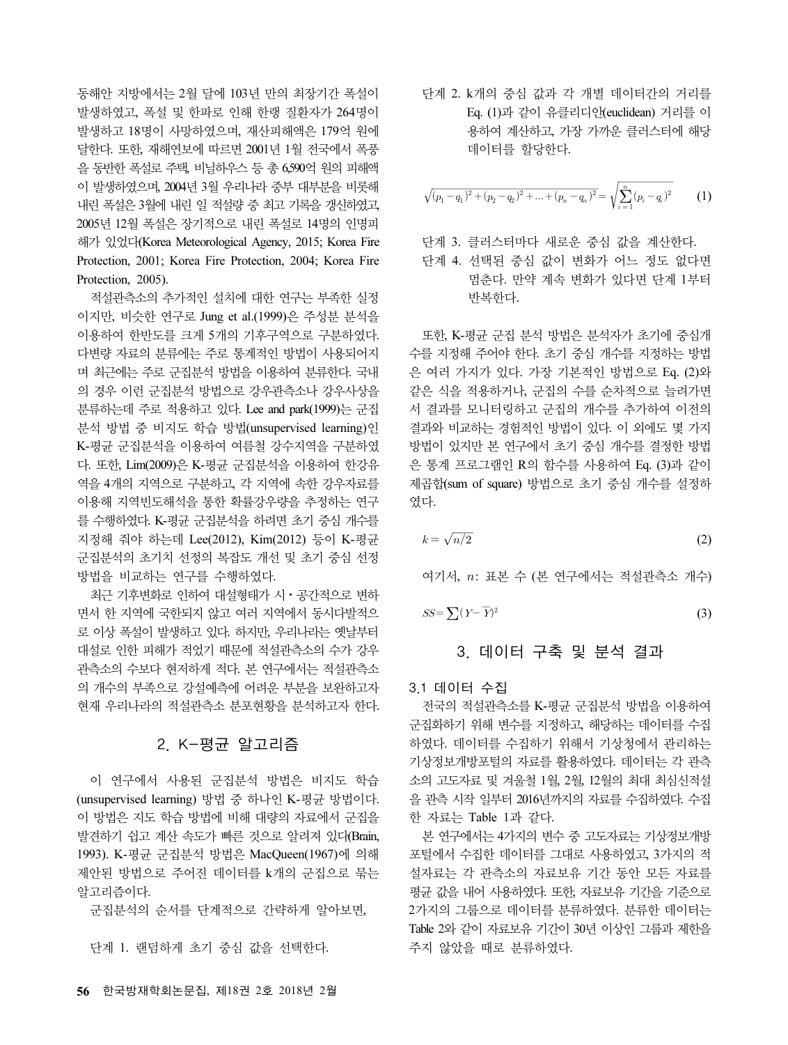동해안 지방에서는 2월 달에 103년 만의 최장기간 폭설이 발생하였고, 폭설 및 한파로 인해 한랭 질환자가 264명이 발생하고 18명이 사망하였으며, 재산피해액은 179억 원에 달한다. 또한, 재해연보에 따르면 2001년 1월 전국에서 폭풍을 동반한 폭설로 주택, 비닐하우스 등 총 6,590억 원의 피해액이 발생하였으며, 2004년 3월 우리나라 중부 대부분을 비롯해 내린 폭설은 3월에 내린 일 적설량 중 최고 기록을 갱신하였고, 2005년 12월 폭설은 장기적으로 내린 폭설로 14명의 인명피해가 있었다(Korea Meteorological Agency, 2015; Korea Fire Protection, 2001; Korea Fire Protection, 2004; Korea Fire Protection, 2005).

적설관측소의 추가적인 설치에 대한 연구는 부족한 실정이지만, 비슷한 연구로 Jung et al.(1999)은 주성분 분석을 이용하여 한반도를 크게 5개의 기후구역으로 구분하였다. 다변량 자료의 분류에는 주로 통계적인 방법이 사용되어지며 최근에는 주로 군집분석 방법을 이용하여 분류한다. 국내의 경우 이런 군집분석 방법으로 강우관측소나 강우사상을 분류하는데 주로 적용하고 있다. Lee and park(1999)는 군집분석 방법 중 비지도 학습 방법(unsupervised learning)인 K-평균 군집분석을 이용하여 여름철 강수지역을 구분하였다. 또한, Lim(2009)은 K-평균 군집분석을 이용하여 한강유역을 4개의 지역으로 구분하고, 각 지역에 속한 강우자료를 이용해 지역빈도해석을 통한 확률강우량을 추정하는 연구를 수행하였다. K-평균 군집분석을 하려면 초기 중심 개수를 지정해 줘야 하는데 Lee(2012), Kim(2012) 등이 K-평균 군집분석의 초기치 선정의 복잡도 개선 및 초기 중심 선정 방법을 비교하는 연구를 수행하였다.

최근 기후변화로 인하여 대설형태가 시・공간적으로 변하면서 한 지역에 국한되지 않고 여러 지역에서 동시다발적으로 이상 폭설이 발생하고 있다. 하지만, 우리나라는 옛날부터 대설로 인한 피해가 적었기 때문에 적설관측소의 수가 강우관측소의 수보다 현저하게 적다. 본 연구에서는 적설관측소의 개수의 부족으로 강설예측에 어려운 부분을 보완하고자 현재 우리나라의 적설관측소 분포현황을 분석하고자 한다.

## 2. K-평균 알고리즘

이 연구에서 사용된 군집분석 방법은 비지도 학습(unsupervised learning) 방법 중 하나인 K-평균 방법이다. 이 방법은 지도 학습 방법에 비해 대량의 자료에서 군집을 발견하기 쉽고 계산 속도가 빠른 것으로 알려져 있다(Brain, 1993). K-평균 군집분석 방법은 MacQueen(1967)에 의해 제안된 방법으로 주어진 데이터를 k개의 군집으로 묶는 알고리즘이다.

군집분석의 순서를 단계적으로 간략하게 알아보면,

단계 1. 랜덤하게 초기 중심 값을 선택한다.

단계 2. k개의 중심 값과 각 개별 데이터간의 거리를 Eq. (1)과 같이 유클리디안(euclidean) 거리를 이용하여 계산하고, 가장 가까운 클러스터에 해당 데이터를 할당한다.

$$\sqrt{(p_1-q_1)^2+(p_2-q_2)^2+\ldots+(p_n-q_n)^2}=\sqrt{\sum_{i=1}^{n}(p_i-q_i)^2} \tag{1}$$

단계 3. 클러스터마다 새로운 중심 값을 계산한다.

단계 4. 선택된 중심 값이 변화가 어느 정도 없다면 멈춘다. 만약 계속 변화가 있다면 단계 1부터 반복한다.

또한, K-평균 군집 분석 방법은 분석자가 초기에 중심개수를 지정해 주어야 한다. 초기 중심 개수를 지정하는 방법은 여러 가지가 있다. 가장 기본적인 방법으로 Eq. (2)와 같은 식을 적용하거나, 군집의 수를 순차적으로 늘려가면서 결과를 모니터링하고 군집의 개수를 추가하여 이전의 결과와 비교하는 경험적인 방법이 있다. 이 외에도 몇 가지 방법이 있지만 본 연구에서 초기 중심 개수를 결정한 방법은 통계 프로그램인 R의 함수를 사용하여 Eq. (3)과 같이 제곱합(sum of square) 방법으로 초기 중심 개수를 설정하였다.

$$k=\sqrt{n/2} \tag{2}$$

여기서, $n$: 표본 수 (본 연구에서는 적설관측소 개수)

$$SS=\sum(Y-\overline{Y})^2 \tag{3}$$

## 3. 데이터 구축 및 분석 결과

### 3.1 데이터 수집

전국의 적설관측소를 K-평균 군집분석 방법을 이용하여 군집화하기 위해 변수를 지정하고, 해당하는 데이터를 수집하였다. 데이터를 수집하기 위해서 기상청에서 관리하는 기상정보개방포털의 자료를 활용하였다. 데이터는 각 관측소의 고도자료 및 겨울철 1월, 2월, 12월의 최대 최심신적설을 관측 시작 일부터 2016년까지의 자료를 수집하였다. 수집한 자료는 Table 1과 같다.

본 연구에서는 4가지의 변수 중 고도자료는 기상정보개방포털에서 수집한 데이터를 그대로 사용하였고, 3가지의 적설자료는 각 관측소의 자료보유 기간 동안 모든 자료를 평균 값을 내어 사용하였다. 또한, 자료보유 기간을 기준으로 2가지의 그룹으로 데이터를 분류하였다. 분류한 데이터는 Table 2와 같이 자료보유 기간이 30년 이상인 그룹과 제한을 주지 않았을 때로 분류하였다.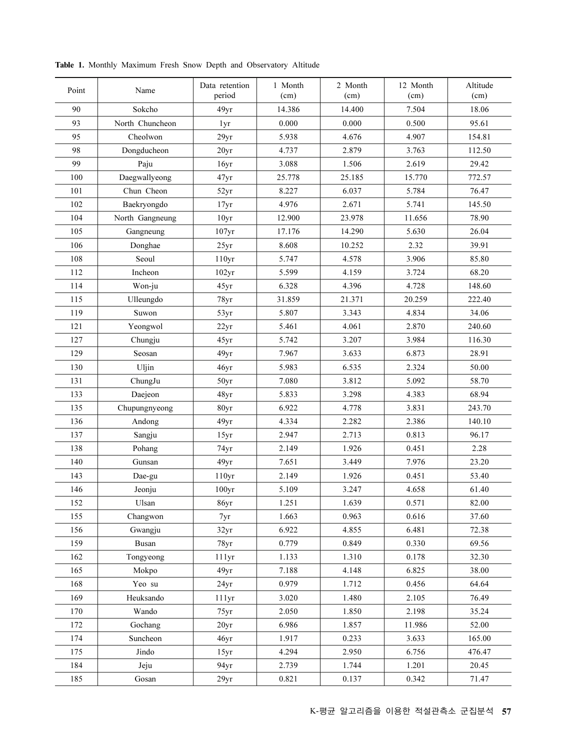**Table 1.** Monthly Maximum Fresh Snow Depth and Observatory Altitude

| Point | Name | Data retention period | 1 Month (cm) | 2 Month (cm) | 12 Month (cm) | Altitude (cm) |
|---|---|---|---|---|---|---|
| 90 | Sokcho | 49yr | 14.386 | 14.400 | 7.504 | 18.06 |
| 93 | North Chuncheon | 1yr | 0.000 | 0.000 | 0.500 | 95.61 |
| 95 | Cheolwon | 29yr | 5.938 | 4.676 | 4.907 | 154.81 |
| 98 | Dongducheon | 20yr | 4.737 | 2.879 | 3.763 | 112.50 |
| 99 | Paju | 16yr | 3.088 | 1.506 | 2.619 | 29.42 |
| 100 | Daegwallyeong | 47yr | 25.778 | 25.185 | 15.770 | 772.57 |
| 101 | Chun Cheon | 52yr | 8.227 | 6.037 | 5.784 | 76.47 |
| 102 | Baekryongdo | 17yr | 4.976 | 2.671 | 5.741 | 145.50 |
| 104 | North Gangneung | 10yr | 12.900 | 23.978 | 11.656 | 78.90 |
| 105 | Gangneung | 107yr | 17.176 | 14.290 | 5.630 | 26.04 |
| 106 | Donghae | 25yr | 8.608 | 10.252 | 2.32 | 39.91 |
| 108 | Seoul | 110yr | 5.747 | 4.578 | 3.906 | 85.80 |
| 112 | Incheon | 102yr | 5.599 | 4.159 | 3.724 | 68.20 |
| 114 | Won-ju | 45yr | 6.328 | 4.396 | 4.728 | 148.60 |
| 115 | Ulleungdo | 78yr | 31.859 | 21.371 | 20.259 | 222.40 |
| 119 | Suwon | 53yr | 5.807 | 3.343 | 4.834 | 34.06 |
| 121 | Yeongwol | 22yr | 5.461 | 4.061 | 2.870 | 240.60 |
| 127 | Chungju | 45yr | 5.742 | 3.207 | 3.984 | 116.30 |
| 129 | Seosan | 49yr | 7.967 | 3.633 | 6.873 | 28.91 |
| 130 | Uljin | 46yr | 5.983 | 6.535 | 2.324 | 50.00 |
| 131 | ChungJu | 50yr | 7.080 | 3.812 | 5.092 | 58.70 |
| 133 | Daejeon | 48yr | 5.833 | 3.298 | 4.383 | 68.94 |
| 135 | Chupungnyeong | 80yr | 6.922 | 4.778 | 3.831 | 243.70 |
| 136 | Andong | 49yr | 4.334 | 2.282 | 2.386 | 140.10 |
| 137 | Sangju | 15yr | 2.947 | 2.713 | 0.813 | 96.17 |
| 138 | Pohang | 74yr | 2.149 | 1.926 | 0.451 | 2.28 |
| 140 | Gunsan | 49yr | 7.651 | 3.449 | 7.976 | 23.20 |
| 143 | Dae-gu | 110yr | 2.149 | 1.926 | 0.451 | 53.40 |
| 146 | Jeonju | 100yr | 5.109 | 3.247 | 4.658 | 61.40 |
| 152 | Ulsan | 86yr | 1.251 | 1.639 | 0.571 | 82.00 |
| 155 | Changwon | 7yr | 1.663 | 0.963 | 0.616 | 37.60 |
| 156 | Gwangju | 32yr | 6.922 | 4.855 | 6.481 | 72.38 |
| 159 | Busan | 78yr | 0.779 | 0.849 | 0.330 | 69.56 |
| 162 | Tongyeong | 111yr | 1.133 | 1.310 | 0.178 | 32.30 |
| 165 | Mokpo | 49yr | 7.188 | 4.148 | 6.825 | 38.00 |
| 168 | Yeo su | 24yr | 0.979 | 1.712 | 0.456 | 64.64 |
| 169 | Heuksando | 111yr | 3.020 | 1.480 | 2.105 | 76.49 |
| 170 | Wando | 75yr | 2.050 | 1.850 | 2.198 | 35.24 |
| 172 | Gochang | 20yr | 6.986 | 1.857 | 11.986 | 52.00 |
| 174 | Suncheon | 46yr | 1.917 | 0.233 | 3.633 | 165.00 |
| 175 | Jindo | 15yr | 4.294 | 2.950 | 6.756 | 476.47 |
| 184 | Jeju | 94yr | 2.739 | 1.744 | 1.201 | 20.45 |
| 185 | Gosan | 29yr | 0.821 | 0.137 | 0.342 | 71.47 |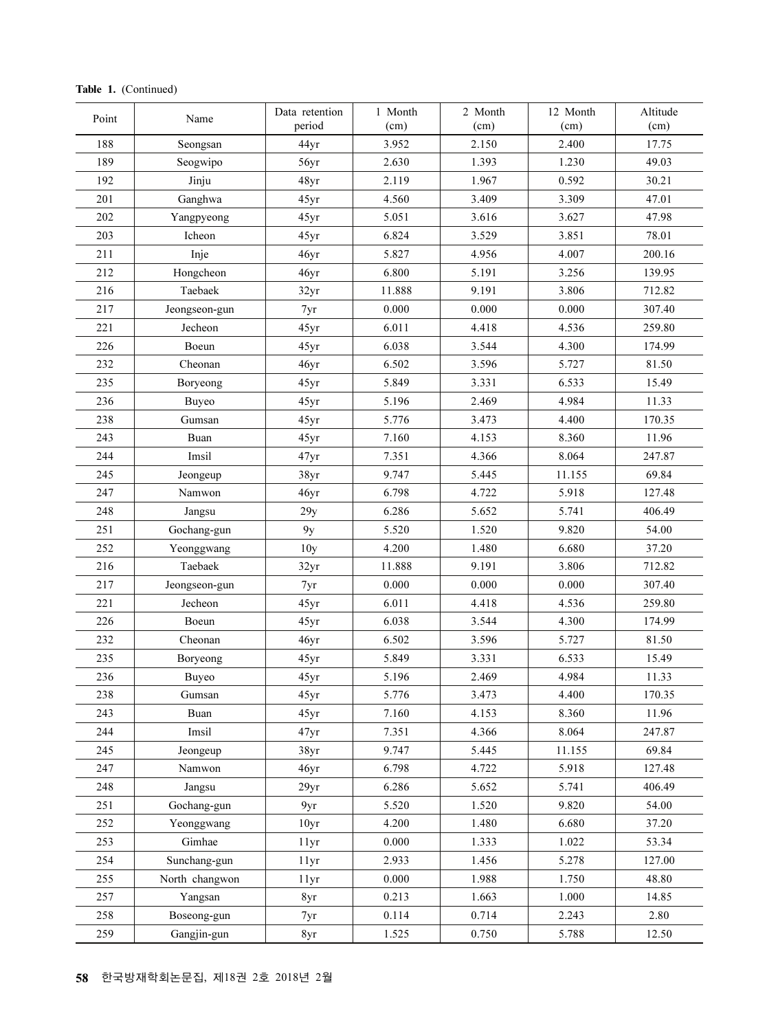**Table 1.** (Continued)

| Point | Name | Data retention period | 1 Month (cm) | 2 Month (cm) | 12 Month (cm) | Altitude (cm) |
|---|---|---|---|---|---|---|
| 188 | Seongsan | 44yr | 3.952 | 2.150 | 2.400 | 17.75 |
| 189 | Seogwipo | 56yr | 2.630 | 1.393 | 1.230 | 49.03 |
| 192 | Jinju | 48yr | 2.119 | 1.967 | 0.592 | 30.21 |
| 201 | Ganghwa | 45yr | 4.560 | 3.409 | 3.309 | 47.01 |
| 202 | Yangpyeong | 45yr | 5.051 | 3.616 | 3.627 | 47.98 |
| 203 | Icheon | 45yr | 6.824 | 3.529 | 3.851 | 78.01 |
| 211 | Inje | 46yr | 5.827 | 4.956 | 4.007 | 200.16 |
| 212 | Hongcheon | 46yr | 6.800 | 5.191 | 3.256 | 139.95 |
| 216 | Taebaek | 32yr | 11.888 | 9.191 | 3.806 | 712.82 |
| 217 | Jeongseon-gun | 7yr | 0.000 | 0.000 | 0.000 | 307.40 |
| 221 | Jecheon | 45yr | 6.011 | 4.418 | 4.536 | 259.80 |
| 226 | Boeun | 45yr | 6.038 | 3.544 | 4.300 | 174.99 |
| 232 | Cheonan | 46yr | 6.502 | 3.596 | 5.727 | 81.50 |
| 235 | Boryeong | 45yr | 5.849 | 3.331 | 6.533 | 15.49 |
| 236 | Buyeo | 45yr | 5.196 | 2.469 | 4.984 | 11.33 |
| 238 | Gumsan | 45yr | 5.776 | 3.473 | 4.400 | 170.35 |
| 243 | Buan | 45yr | 7.160 | 4.153 | 8.360 | 11.96 |
| 244 | Imsil | 47yr | 7.351 | 4.366 | 8.064 | 247.87 |
| 245 | Jeongeup | 38yr | 9.747 | 5.445 | 11.155 | 69.84 |
| 247 | Namwon | 46yr | 6.798 | 4.722 | 5.918 | 127.48 |
| 248 | Jangsu | 29y | 6.286 | 5.652 | 5.741 | 406.49 |
| 251 | Gochang-gun | 9y | 5.520 | 1.520 | 9.820 | 54.00 |
| 252 | Yeonggwang | 10y | 4.200 | 1.480 | 6.680 | 37.20 |
| 216 | Taebaek | 32yr | 11.888 | 9.191 | 3.806 | 712.82 |
| 217 | Jeongseon-gun | 7yr | 0.000 | 0.000 | 0.000 | 307.40 |
| 221 | Jecheon | 45yr | 6.011 | 4.418 | 4.536 | 259.80 |
| 226 | Boeun | 45yr | 6.038 | 3.544 | 4.300 | 174.99 |
| 232 | Cheonan | 46yr | 6.502 | 3.596 | 5.727 | 81.50 |
| 235 | Boryeong | 45yr | 5.849 | 3.331 | 6.533 | 15.49 |
| 236 | Buyeo | 45yr | 5.196 | 2.469 | 4.984 | 11.33 |
| 238 | Gumsan | 45yr | 5.776 | 3.473 | 4.400 | 170.35 |
| 243 | Buan | 45yr | 7.160 | 4.153 | 8.360 | 11.96 |
| 244 | Imsil | 47yr | 7.351 | 4.366 | 8.064 | 247.87 |
| 245 | Jeongeup | 38yr | 9.747 | 5.445 | 11.155 | 69.84 |
| 247 | Namwon | 46yr | 6.798 | 4.722 | 5.918 | 127.48 |
| 248 | Jangsu | 29yr | 6.286 | 5.652 | 5.741 | 406.49 |
| 251 | Gochang-gun | 9yr | 5.520 | 1.520 | 9.820 | 54.00 |
| 252 | Yeonggwang | 10yr | 4.200 | 1.480 | 6.680 | 37.20 |
| 253 | Gimhae | 11yr | 0.000 | 1.333 | 1.022 | 53.34 |
| 254 | Sunchang-gun | 11yr | 2.933 | 1.456 | 5.278 | 127.00 |
| 255 | North changwon | 11yr | 0.000 | 1.988 | 1.750 | 48.80 |
| 257 | Yangsan | 8yr | 0.213 | 1.663 | 1.000 | 14.85 |
| 258 | Boseong-gun | 7yr | 0.114 | 0.714 | 2.243 | 2.80 |
| 259 | Gangjin-gun | 8yr | 1.525 | 0.750 | 5.788 | 12.50 |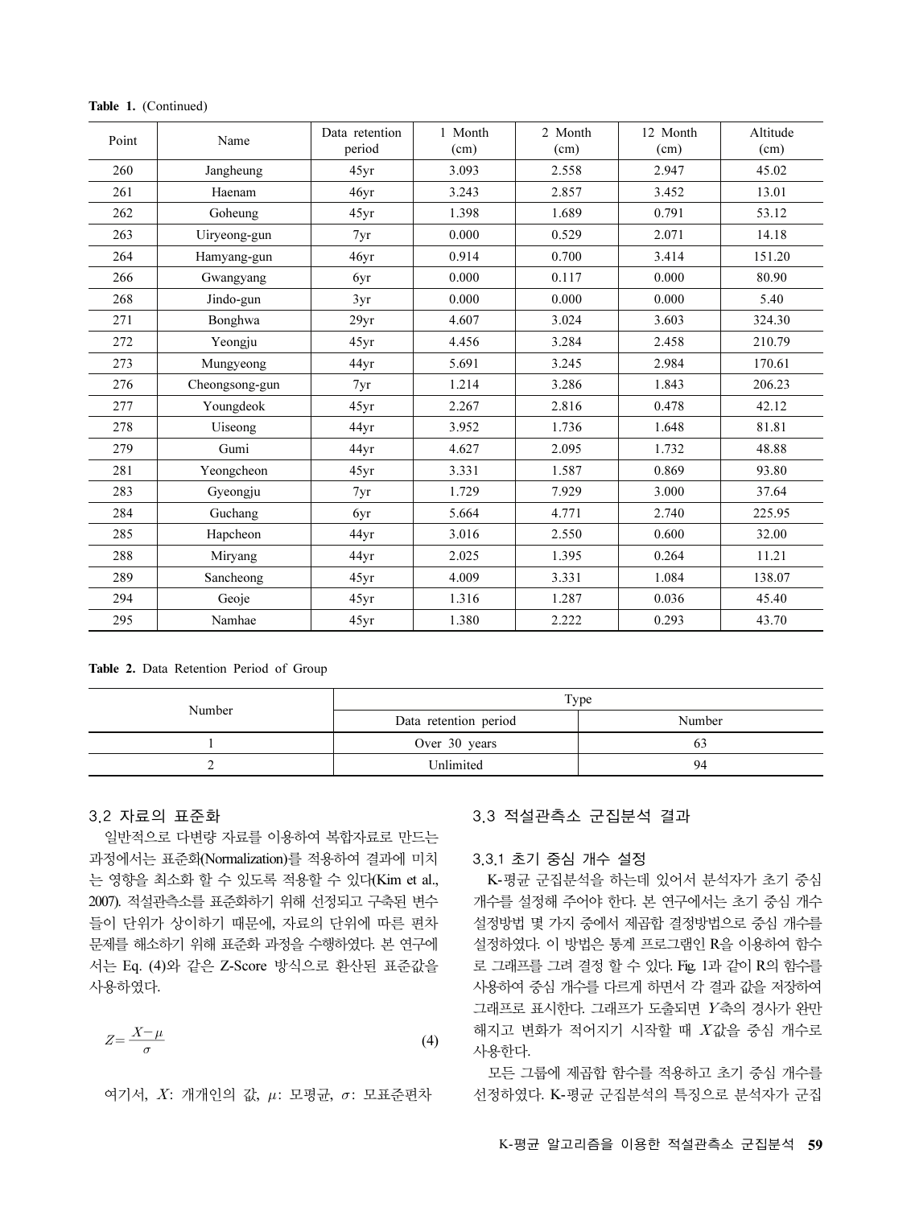**Table 1.** (Continued)

| Point | Name | Data retention period | 1 Month (cm) | 2 Month (cm) | 12 Month (cm) | Altitude (cm) |
|---|---|---|---|---|---|---|
| 260 | Jangheung | 45yr | 3.093 | 2.558 | 2.947 | 45.02 |
| 261 | Haenam | 46yr | 3.243 | 2.857 | 3.452 | 13.01 |
| 262 | Goheung | 45yr | 1.398 | 1.689 | 0.791 | 53.12 |
| 263 | Uiryeong-gun | 7yr | 0.000 | 0.529 | 2.071 | 14.18 |
| 264 | Hamyang-gun | 46yr | 0.914 | 0.700 | 3.414 | 151.20 |
| 266 | Gwangyang | 6yr | 0.000 | 0.117 | 0.000 | 80.90 |
| 268 | Jindo-gun | 3yr | 0.000 | 0.000 | 0.000 | 5.40 |
| 271 | Bonghwa | 29yr | 4.607 | 3.024 | 3.603 | 324.30 |
| 272 | Yeongju | 45yr | 4.456 | 3.284 | 2.458 | 210.79 |
| 273 | Mungyeong | 44yr | 5.691 | 3.245 | 2.984 | 170.61 |
| 276 | Cheongsong-gun | 7yr | 1.214 | 3.286 | 1.843 | 206.23 |
| 277 | Youngdeok | 45yr | 2.267 | 2.816 | 0.478 | 42.12 |
| 278 | Uiseong | 44yr | 3.952 | 1.736 | 1.648 | 81.81 |
| 279 | Gumi | 44yr | 4.627 | 2.095 | 1.732 | 48.88 |
| 281 | Yeongcheon | 45yr | 3.331 | 1.587 | 0.869 | 93.80 |
| 283 | Gyeongju | 7yr | 1.729 | 7.929 | 3.000 | 37.64 |
| 284 | Guchang | 6yr | 5.664 | 4.771 | 2.740 | 225.95 |
| 285 | Hapcheon | 44yr | 3.016 | 2.550 | 0.600 | 32.00 |
| 288 | Miryang | 44yr | 2.025 | 1.395 | 0.264 | 11.21 |
| 289 | Sancheong | 45yr | 4.009 | 3.331 | 1.084 | 138.07 |
| 294 | Geoje | 45yr | 1.316 | 1.287 | 0.036 | 45.40 |
| 295 | Namhae | 45yr | 1.380 | 2.222 | 0.293 | 43.70 |

**Table 2.** Data Retention Period of Group

| Number | Type | |
|---|---|---|
| | Data retention period | Number |
| 1 | Over 30 years | 63 |
| 2 | Unlimited | 94 |

### 3.2 자료의 표준화

일반적으로 다변량 자료를 이용하여 복합자료로 만드는 과정에서는 표준화(Normalization)를 적용하여 결과에 미치는 영향을 최소화 할 수 있도록 적용할 수 있다(Kim et al., 2007). 적설관측소를 표준화하기 위해 선정되고 구축된 변수들이 단위가 상이하기 때문에, 자료의 단위에 따른 편차 문제를 해소하기 위해 표준화 과정을 수행하였다. 본 연구에서는 Eq. (4)와 같은 Z-Score 방식으로 환산된 표준값을 사용하였다.

$$Z = \frac{X - \mu}{\sigma} \tag{4}$$

여기서, $X$: 개개인의 값, $\mu$: 모평균, $\sigma$: 모표준편차

### 3.3 적설관측소 군집분석 결과

#### 3.3.1 초기 중심 개수 설정

K-평균 군집분석을 하는데 있어서 분석자가 초기 중심 개수를 설정해 주어야 한다. 본 연구에서는 초기 중심 개수 설정방법 몇 가지 중에서 제곱합 결정방법으로 중심 개수를 설정하였다. 이 방법은 통계 프로그램인 R을 이용하여 함수로 그래프를 그려 결정 할 수 있다. Fig. 1과 같이 R의 함수를 사용하여 중심 개수를 다르게 하면서 각 결과 값을 저장하여 그래프로 표시한다. 그래프가 도출되면 $Y$축의 경사가 완만해지고 변화가 적어지기 시작할 때 $X$값을 중심 개수로 사용한다.

모든 그룹에 제곱합 함수를 적용하고 초기 중심 개수를 선정하였다. K-평균 군집분석의 특징으로 분석자가 군집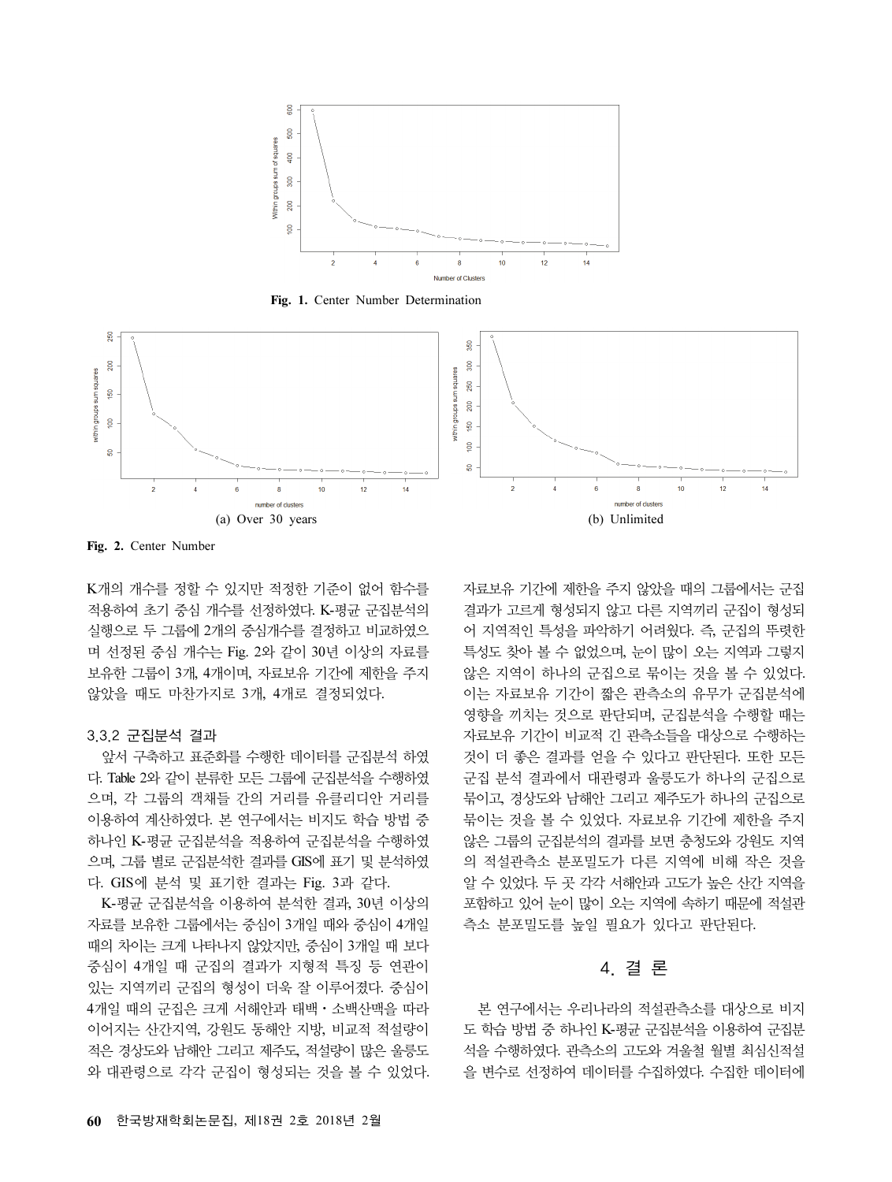Fig. 1. Center Number Determination

(a) Over 30 years

(b) Unlimited

Fig. 2. Center Number

K개의 개수를 정할 수 있지만 적정한 기준이 없어 함수를 적용하여 초기 중심 개수를 선정하였다. K-평균 군집분석의 실행으로 두 그룹에 2개의 중심개수를 결정하고 비교하였으며 선정된 중심 개수는 Fig. 2와 같이 30년 이상의 자료를 보유한 그룹이 3개, 4개이며, 자료보유 기간에 제한을 주지 않았을 때도 마찬가지로 3개, 4개로 결정되었다.

### 3.3.2 군집분석 결과

앞서 구축하고 표준화를 수행한 데이터를 군집분석 하였다. Table 2와 같이 분류한 모든 그룹에 군집분석을 수행하였으며, 각 그룹의 객채들 간의 거리를 유클리디안 거리를 이용하여 계산하였다. 본 연구에서는 비지도 학습 방법 중 하나인 K-평균 군집분석을 적용하여 군집분석을 수행하였으며, 그룹 별로 군집분석한 결과를 GIS에 표기 및 분석하였다. GIS에 분석 및 표기한 결과는 Fig. 3과 같다.

K-평균 군집분석을 이용하여 분석한 결과, 30년 이상의 자료를 보유한 그룹에서는 중심이 3개일 때와 중심이 4개일 때의 차이는 크게 나타나지 않았지만, 중심이 3개일 때 보다 중심이 4개일 때 군집의 결과가 지형적 특징 등 연관이 있는 지역끼리 군집의 형성이 더욱 잘 이루어졌다. 중심이 4개일 때의 군집은 크게 서해안과 태백・소백산맥을 따라 이어지는 산간지역, 강원도 동해안 지방, 비교적 적설량이 적은 경상도와 남해안 그리고 제주도, 적설량이 많은 울릉도와 대관령으로 각각 군집이 형성되는 것을 볼 수 있었다. 자료보유 기간에 제한을 주지 않았을 때의 그룹에서는 군집 결과가 고르게 형성되지 않고 다른 지역끼리 군집이 형성되어 지역적인 특성을 파악하기 어려웠다. 즉, 군집의 뚜렷한 특성도 찾아 볼 수 없었으며, 눈이 많이 오는 지역과 그렇지 않은 지역이 하나의 군집으로 묶이는 것을 볼 수 있었다. 이는 자료보유 기간이 짧은 관측소의 유무가 군집분석에 영향을 끼치는 것으로 판단되며, 군집분석을 수행할 때는 자료보유 기간이 비교적 긴 관측소들을 대상으로 수행하는 것이 더 좋은 결과를 얻을 수 있다고 판단된다. 또한 모든 군집 분석 결과에서 대관령과 울릉도가 하나의 군집으로 묶이고, 경상도와 남해안 그리고 제주도가 하나의 군집으로 묶이는 것을 볼 수 있었다. 자료보유 기간에 제한을 주지 않은 그룹의 군집분석의 결과를 보면 충청도와 강원도 지역의 적설관측소 분포밀도가 다른 지역에 비해 작은 것을 알 수 있었다. 두 곳 각각 서해안과 고도가 높은 산간 지역을 포함하고 있어 눈이 많이 오는 지역에 속하기 때문에 적설관측소 분포밀도를 높일 필요가 있다고 판단된다.

## 4. 결 론

본 연구에서는 우리나라의 적설관측소를 대상으로 비지도 학습 방법 중 하나인 K-평균 군집분석을 이용하여 군집분석을 수행하였다. 관측소의 고도와 겨울철 월별 최심신적설을 변수로 선정하여 데이터를 수집하였다. 수집한 데이터에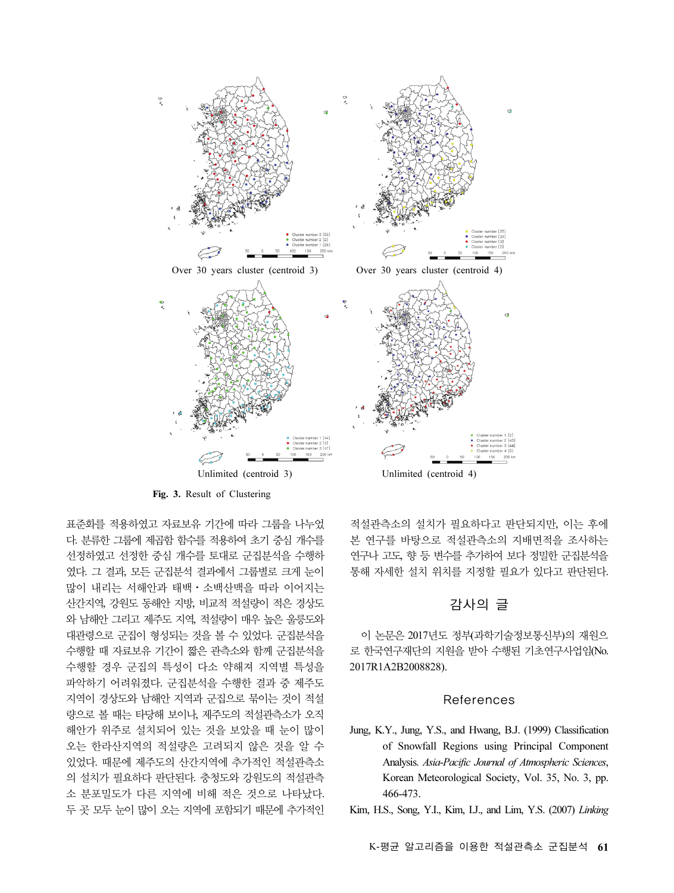Over 30 years cluster (centroid 3)

Over 30 years cluster (centroid 4)

Unlimited (centroid 3)

Unlimited (centroid 4)

**Fig. 3.** Result of Clustering

표준화를 적용하였고 자료보유 기간에 따라 그룹을 나누었다. 분류한 그룹에 제곱합 함수를 적용하여 초기 중심 개수를 선정하였고 선정한 중심 개수를 토대로 군집분석을 수행하였다. 그 결과, 모든 군집분석 결과에서 그룹별로 크게 눈이 많이 내리는 서해안과 태백 · 소백산맥을 따라 이어지는 산간지역, 강원도 동해안 지방, 비교적 적설량이 적은 경상도와 남해안 그리고 제주도 지역, 적설량이 매우 높은 울릉도와 대관령으로 군집이 형성되는 것을 볼 수 있었다. 군집분석을 수행할 때 자료보유 기간이 짧은 관측소와 함께 군집분석을 수행할 경우 군집의 특성이 다소 약해져 지역별 특성을 파악하기 어려워졌다. 군집분석을 수행한 결과 중 제주도 지역이 경상도와 남해안 지역과 군집으로 묶이는 것이 적설량으로 볼 때는 타당해 보이나, 제주도의 적설관측소가 오직 해안가 위주로 설치되어 있는 것을 보았을 때 눈이 많이 오는 한라산지역의 적설량은 고려되지 않은 것을 알 수 있었다. 때문에 제주도의 산간지역에 추가적인 적설관측소의 설치가 필요하다 판단된다. 충청도와 강원도의 적설관측소 분포밀도가 다른 지역에 비해 적은 것으로 나타났다. 두 곳 모두 눈이 많이 오는 지역에 포함되기 때문에 추가적인 적설관측소의 설치가 필요하다고 판단되지만, 이는 후에 본 연구를 바탕으로 적설관측소의 지배면적을 조사하는 연구나 고도, 향 등 변수를 추가하여 보다 정밀한 군집분석을 통해 자세한 설치 위치를 지정할 필요가 있다고 판단된다.

## 감사의 글

이 논문은 2017년도 정부(과학기술정보통신부)의 재원으로 한국연구재단의 지원을 받아 수행된 기초연구사업임(No. 2017R1A2B2008828).

## References

Jung, K.Y., Jung, Y.S., and Hwang, B.J. (1999) Classification of Snowfall Regions using Principal Component Analysis. *Asia-Pacific Journal of Atmospheric Sciences*, Korean Meteorological Society, Vol. 35, No. 3, pp. 466-473.

Kim, H.S., Song, Y.I., Kim, I.J., and Lim, Y.S. (2007) *Linking*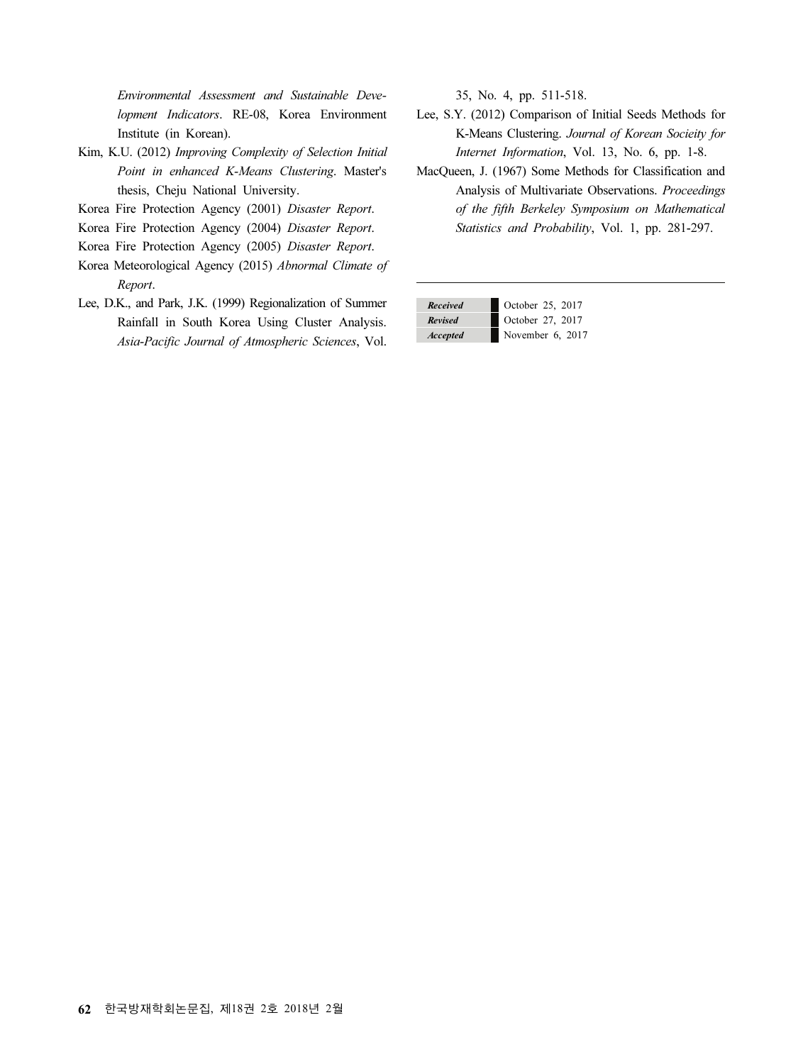*Environmental Assessment and Sustainable Development Indicators*. RE-08, Korea Environment Institute (in Korean).

Kim, K.U. (2012) *Improving Complexity of Selection Initial Point in enhanced K-Means Clustering*. Master's thesis, Cheju National University.

Korea Fire Protection Agency (2001) *Disaster Report*.

Korea Fire Protection Agency (2004) *Disaster Report*.

Korea Fire Protection Agency (2005) *Disaster Report*.

Korea Meteorological Agency (2015) *Abnormal Climate of Report*.

Lee, D.K., and Park, J.K. (1999) Regionalization of Summer Rainfall in South Korea Using Cluster Analysis. *Asia-Pacific Journal of Atmospheric Sciences*, Vol. 35, No. 4, pp. 511-518.

Lee, S.Y. (2012) Comparison of Initial Seeds Methods for K-Means Clustering. *Journal of Korean Socieity for Internet Information*, Vol. 13, No. 6, pp. 1-8.

MacQueen, J. (1967) Some Methods for Classification and Analysis of Multivariate Observations. *Proceedings of the fifth Berkeley Symposium on Mathematical Statistics and Probability*, Vol. 1, pp. 281-297.

| | |
|---|---|
| *Received* | October 25, 2017 |
| *Revised* | October 27, 2017 |
| *Accepted* | November 6, 2017 |